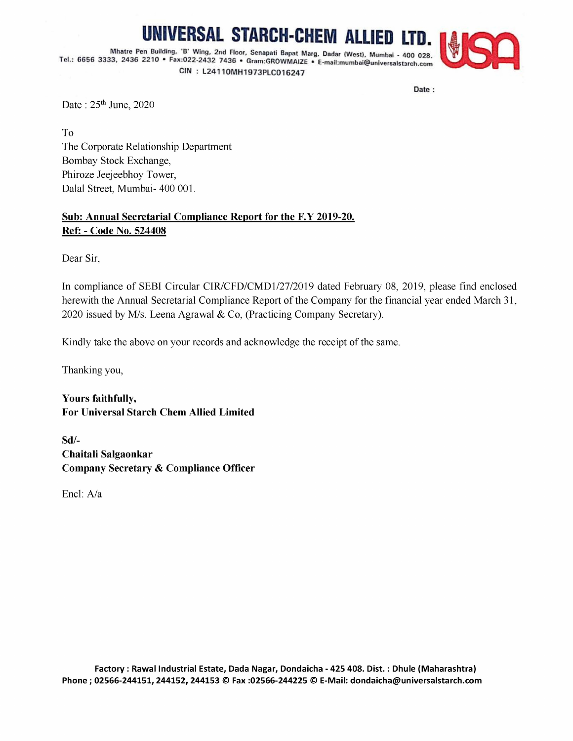# UNIVERSAL STARCH-CHEM ALLIED LTD.

Mhatre Pen Building, 'B' Wing, 2nd Floor, Senapati Bapat Marg, Dadar (West), Mumbai - 400 028.
Tel.: 6656 3333, 2436 2210 • Fax:022-2432 7436 • Gram:GROWMAIZE • E-mail:mumbai@universalstarch.com
CIN : L24110MH1973PLC016247

Date :

Date : 25th June, 2020

To
The Corporate Relationship Department
Bombay Stock Exchange,
Phiroze Jeejeebhoy Tower,
Dalal Street, Mumbai- 400 001.

**Sub: Annual Secretarial Compliance Report for the F.Y 2019-20.**
**Ref: - Code No. 524408**

Dear Sir,

In compliance of SEBI Circular CIR/CFD/CMD1/27/2019 dated February 08, 2019, please find enclosed herewith the Annual Secretarial Compliance Report of the Company for the financial year ended March 31, 2020 issued by M/s. Leena Agrawal & Co, (Practicing Company Secretary).

Kindly take the above on your records and acknowledge the receipt of the same.

Thanking you,

**Yours faithfully,**
**For Universal Starch Chem Allied Limited**

**Sd/-**
**Chaitali Salgaonkar**
**Company Secretary & Compliance Officer**

Encl: A/a

**Factory : Rawal Industrial Estate, Dada Nagar, Dondaicha - 425 408. Dist. : Dhule (Maharashtra)**
**Phone ; 02566-244151, 244152, 244153 © Fax :02566-244225 © E-Mail: dondaicha@universalstarch.com**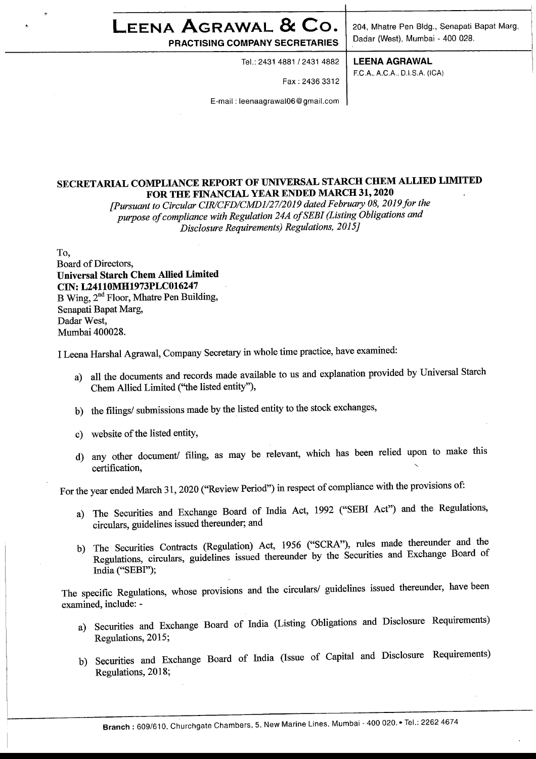# LEENA AGRAWAL & Co.

**PRACTISING COMPANY SECRETARIES**

Tel.: 2431 4881 / 2431 4882

Fax : 2436 3312

E-mail : leenaagrawal06@gmail.com

204, Mhatre Pen Bldg., Senapati Bapat Marg, Dadar (West), Mumbai - 400 028.

**LEENA AGRAWAL**
F.C.A., A.C.A., D.I.S.A. (ICA)

## SECRETARIAL COMPLIANCE REPORT OF UNIVERSAL STARCH CHEM ALLIED LIMITED FOR THE FINANCIAL YEAR ENDED MARCH 31, 2020

*[Pursuant to Circular CIR/CFD/CMD1/27/2019 dated February 08, 2019 for the purpose of compliance with Regulation 24A of SEBI (Listing Obligations and Disclosure Requirements) Regulations, 2015]*

To,
Board of Directors,
**Universal Starch Chem Allied Limited**
**CIN: L24110MH1973PLC016247**
B Wing, 2nd Floor, Mhatre Pen Building,
Senapati Bapat Marg,
Dadar West,
Mumbai 400028.

I Leena Harshal Agrawal, Company Secretary in whole time practice, have examined:

a) all the documents and records made available to us and explanation provided by Universal Starch Chem Allied Limited ("the listed entity"),

b) the filings/ submissions made by the listed entity to the stock exchanges,

c) website of the listed entity,

d) any other document/ filing, as may be relevant, which has been relied upon to make this certification,

For the year ended March 31, 2020 ("Review Period") in respect of compliance with the provisions of:

a) The Securities and Exchange Board of India Act, 1992 ("SEBI Act") and the Regulations, circulars, guidelines issued thereunder; and

b) The Securities Contracts (Regulation) Act, 1956 ("SCRA"), rules made thereunder and the Regulations, circulars, guidelines issued thereunder by the Securities and Exchange Board of India ("SEBI");

The specific Regulations, whose provisions and the circulars/ guidelines issued thereunder, have been examined, include: -

a) Securities and Exchange Board of India (Listing Obligations and Disclosure Requirements) Regulations, 2015;

b) Securities and Exchange Board of India (Issue of Capital and Disclosure Requirements) Regulations, 2018;

**Branch :** 609/610, Churchgate Chambers, 5, New Marine Lines, Mumbai - 400 020. • Tel.: 2262 4674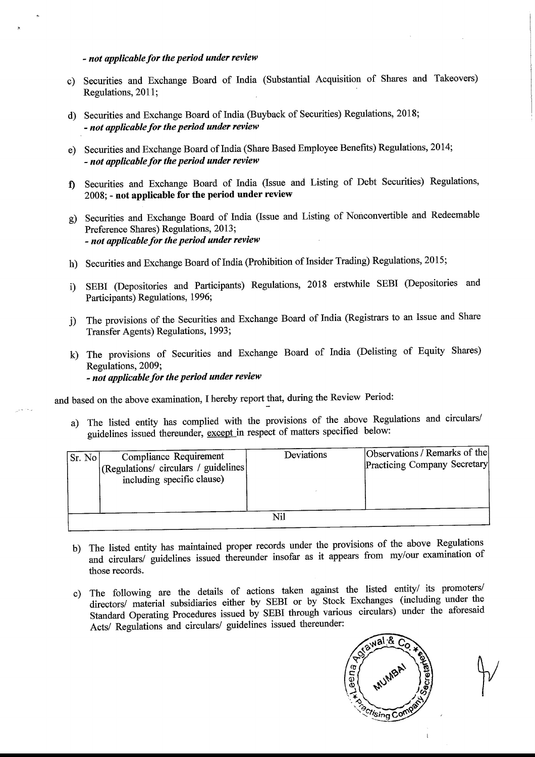*- not applicable for the period under review*

c) Securities and Exchange Board of India (Substantial Acquisition of Shares and Takeovers) Regulations, 2011;

d) Securities and Exchange Board of India (Buyback of Securities) Regulations, 2018;
***- not applicable for the period under review***

e) Securities and Exchange Board of India (Share Based Employee Benefits) Regulations, 2014;
***- not applicable for the period under review***

f) Securities and Exchange Board of India (Issue and Listing of Debt Securities) Regulations, 2008; **- not applicable for the period under review**

g) Securities and Exchange Board of India (Issue and Listing of Nonconvertible and Redeemable Preference Shares) Regulations, 2013;
***- not applicable for the period under review***

h) Securities and Exchange Board of India (Prohibition of Insider Trading) Regulations, 2015;

i) SEBI (Depositories and Participants) Regulations, 2018 erstwhile SEBI (Depositories and Participants) Regulations, 1996;

j) The provisions of the Securities and Exchange Board of India (Registrars to an Issue and Share Transfer Agents) Regulations, 1993;

k) The provisions of Securities and Exchange Board of India (Delisting of Equity Shares) Regulations, 2009;
***- not applicable for the period under review***

and based on the above examination, I hereby report that, during the Review Period:

a) The listed entity has complied with the provisions of the above Regulations and circulars/ guidelines issued thereunder, except in respect of matters specified below:

| Sr. No | Compliance Requirement (Regulations/ circulars / guidelines including specific clause) | Deviations | Observations / Remarks of the Practicing Company Secretary |
|---|---|---|---|
| | | Nil | |

b) The listed entity has maintained proper records under the provisions of the above Regulations and circulars/ guidelines issued thereunder insofar as it appears from my/our examination of those records.

c) The following are the details of actions taken against the listed entity/ its promoters/ directors/ material subsidiaries either by SEBI or by Stock Exchanges (including under the Standard Operating Procedures issued by SEBI through various circulars) under the aforesaid Acts/ Regulations and circulars/ guidelines issued thereunder: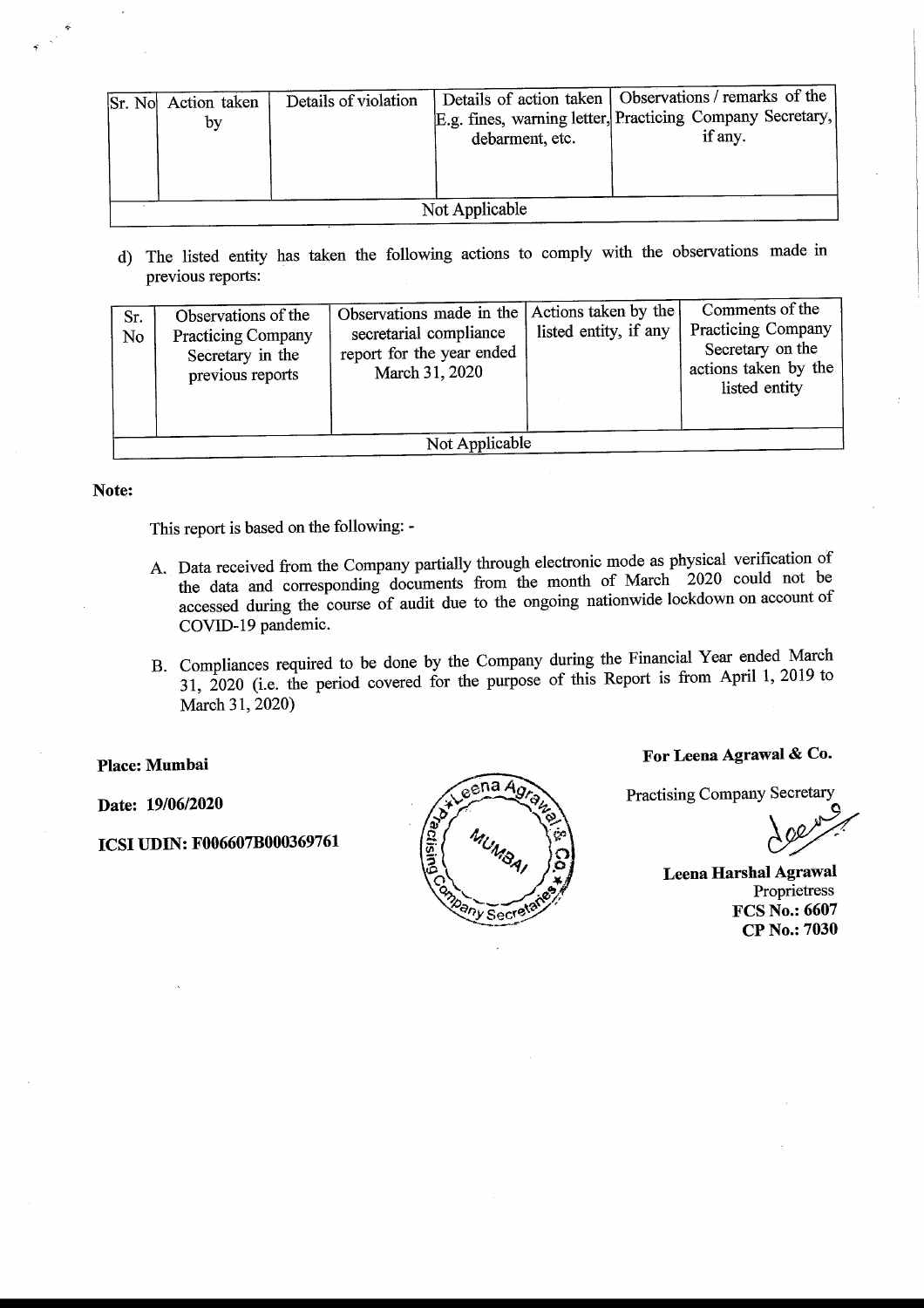| Sr. No | Action taken by | Details of violation | Details of action taken E.g. fines, warning letter, debarment, etc. | Observations / remarks of the Practicing Company Secretary, if any. |
|---|---|---|---|---|
| Not Applicable | | | | |

d) The listed entity has taken the following actions to comply with the observations made in previous reports:

| Sr. No | Observations of the Practicing Company Secretary in the previous reports | Observations made in the secretarial compliance report for the year ended March 31, 2020 | Actions taken by the listed entity, if any | Comments of the Practicing Company Secretary on the actions taken by the listed entity |
|---|---|---|---|---|
| Not Applicable | | | | |

**Note:**

This report is based on the following: -

A. Data received from the Company partially through electronic mode as physical verification of the data and corresponding documents from the month of March 2020 could not be accessed during the course of audit due to the ongoing nationwide lockdown on account of COVID-19 pandemic.

B. Compliances required to be done by the Company during the Financial Year ended March 31, 2020 (i.e. the period covered for the purpose of this Report is from April 1, 2019 to March 31, 2020)

**Place: Mumbai**

**Date: 19/06/2020**

**ICSI UDIN: F006607B000369761**

**For Leena Agrawal & Co.**

Practising Company Secretary

**Leena Harshal Agrawal**
Proprietress
**FCS No.: 6607**
**CP No.: 7030**